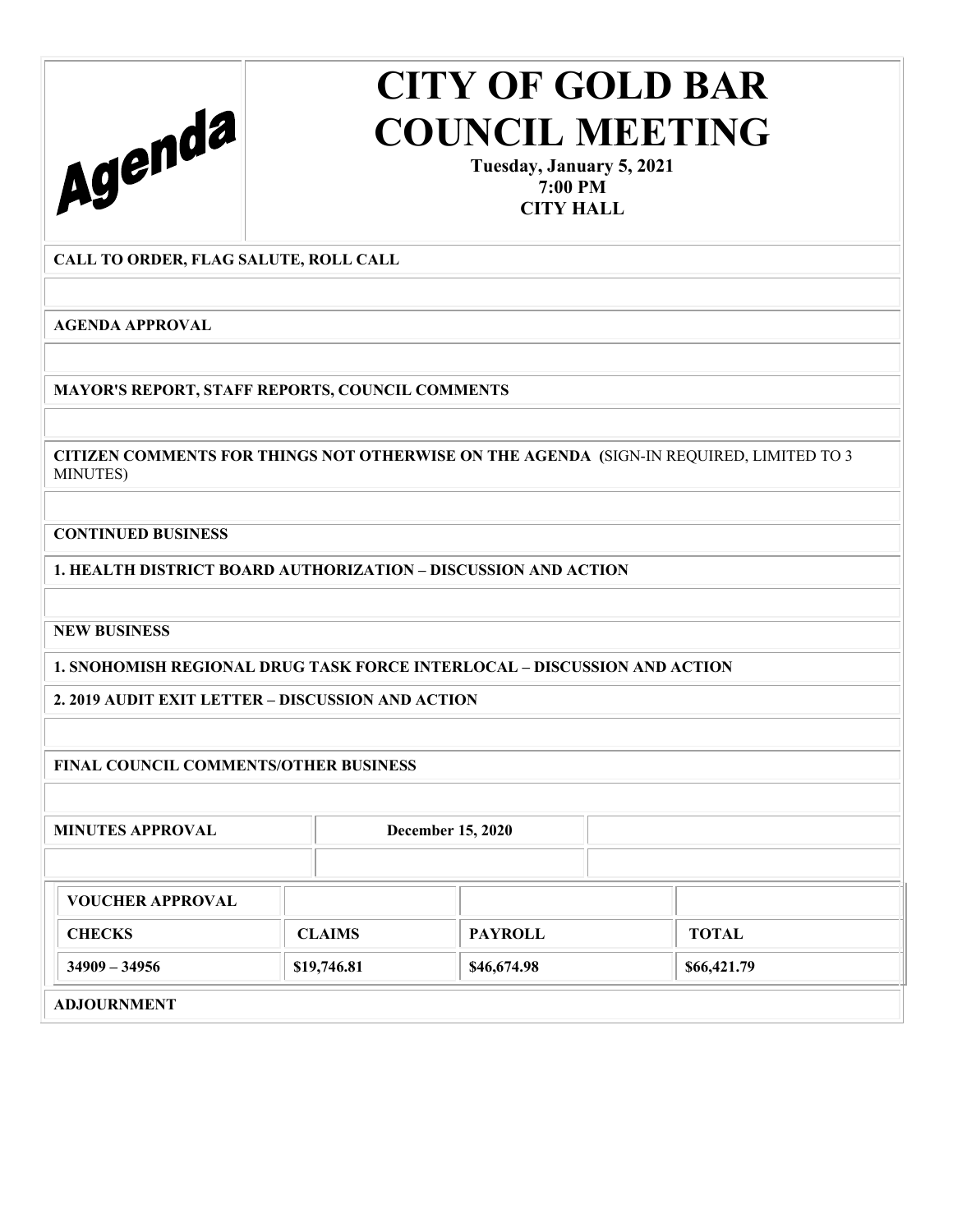**Agenda**

# CITY OF GOLD BAR COUNCIL MEETING

**Tuesday, January 5, 2021**
**7:00 PM**
**CITY HALL**

**CALL TO ORDER, FLAG SALUTE, ROLL CALL**

**AGENDA APPROVAL**

**MAYOR'S REPORT, STAFF REPORTS, COUNCIL COMMENTS**

**CITIZEN COMMENTS FOR THINGS NOT OTHERWISE ON THE AGENDA** (SIGN-IN REQUIRED, LIMITED TO 3 MINUTES)

**CONTINUED BUSINESS**

**1. HEALTH DISTRICT BOARD AUTHORIZATION – DISCUSSION AND ACTION**

**NEW BUSINESS**

**1. SNOHOMISH REGIONAL DRUG TASK FORCE INTERLOCAL – DISCUSSION AND ACTION**

**2. 2019 AUDIT EXIT LETTER – DISCUSSION AND ACTION**

**FINAL COUNCIL COMMENTS/OTHER BUSINESS**

| **MINUTES APPROVAL** | **December 15, 2020** | |
|---|---|---|

| **VOUCHER APPROVAL** | | | |
|---|---|---|---|
| **CHECKS** | **CLAIMS** | **PAYROLL** | **TOTAL** |
| **34909 – 34956** | **$19,746.81** | **$46,674.98** | **$66,421.79** |

**ADJOURNMENT**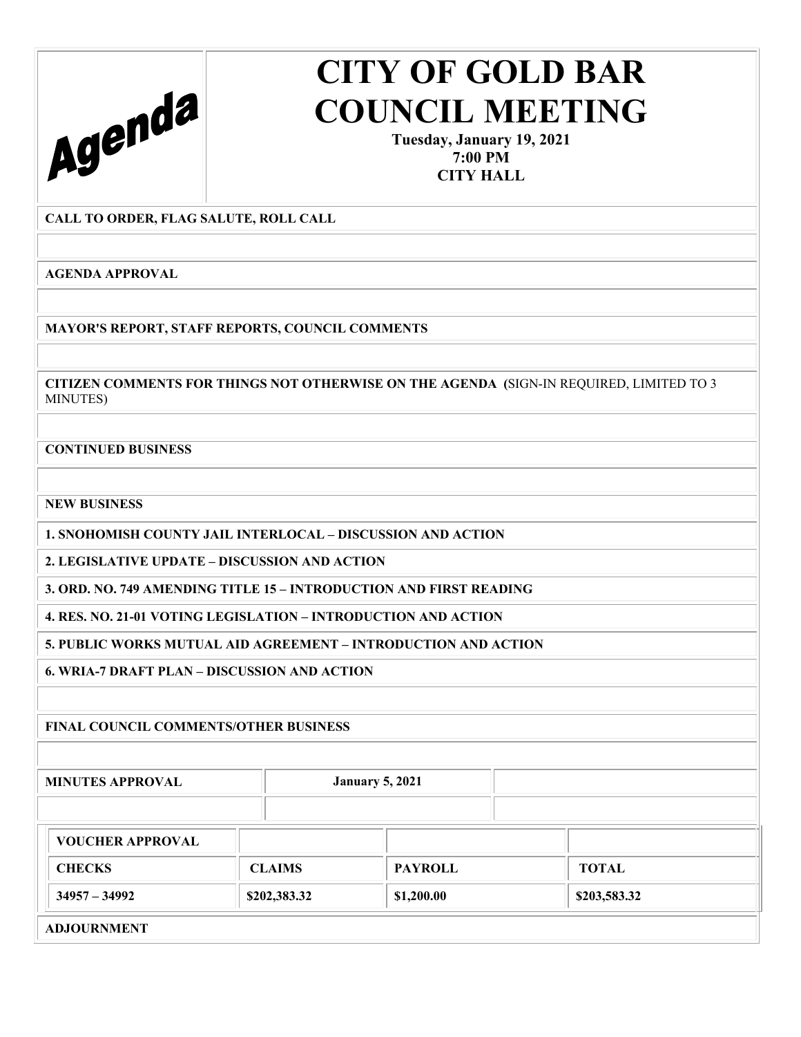Agenda

# CITY OF GOLD BAR COUNCIL MEETING

**Tuesday, January 19, 2021**
**7:00 PM**
**CITY HALL**

**CALL TO ORDER, FLAG SALUTE, ROLL CALL**

**AGENDA APPROVAL**

**MAYOR'S REPORT, STAFF REPORTS, COUNCIL COMMENTS**

**CITIZEN COMMENTS FOR THINGS NOT OTHERWISE ON THE AGENDA** (SIGN-IN REQUIRED, LIMITED TO 3 MINUTES)

**CONTINUED BUSINESS**

**NEW BUSINESS**

**1. SNOHOMISH COUNTY JAIL INTERLOCAL – DISCUSSION AND ACTION**

**2. LEGISLATIVE UPDATE – DISCUSSION AND ACTION**

**3. ORD. NO. 749 AMENDING TITLE 15 – INTRODUCTION AND FIRST READING**

**4. RES. NO. 21-01 VOTING LEGISLATION – INTRODUCTION AND ACTION**

**5. PUBLIC WORKS MUTUAL AID AGREEMENT – INTRODUCTION AND ACTION**

**6. WRIA-7 DRAFT PLAN – DISCUSSION AND ACTION**

**FINAL COUNCIL COMMENTS/OTHER BUSINESS**

| **MINUTES APPROVAL** | **January 5, 2021** | |
|---|---|---|

| **VOUCHER APPROVAL** | | | |
|---|---|---|---|
| **CHECKS** | **CLAIMS** | **PAYROLL** | **TOTAL** |
| **34957 – 34992** | **$202,383.32** | **$1,200.00** | **$203,583.32** |

**ADJOURNMENT**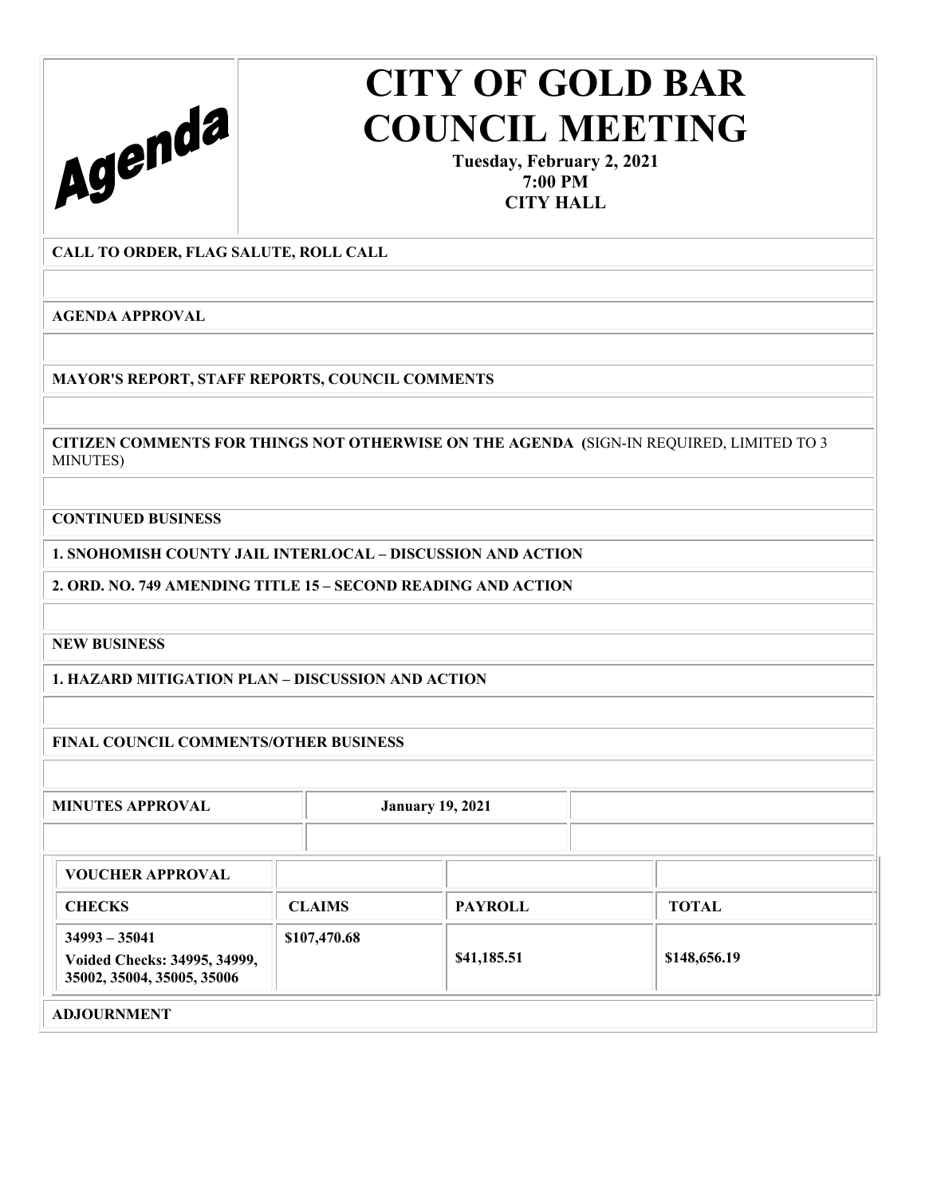# Agenda

# CITY OF GOLD BAR COUNCIL MEETING

**Tuesday, February 2, 2021**
**7:00 PM**
**CITY HALL**

**CALL TO ORDER, FLAG SALUTE, ROLL CALL**

**AGENDA APPROVAL**

**MAYOR'S REPORT, STAFF REPORTS, COUNCIL COMMENTS**

**CITIZEN COMMENTS FOR THINGS NOT OTHERWISE ON THE AGENDA** (SIGN-IN REQUIRED, LIMITED TO 3 MINUTES)

**CONTINUED BUSINESS**

**1. SNOHOMISH COUNTY JAIL INTERLOCAL – DISCUSSION AND ACTION**

**2. ORD. NO. 749 AMENDING TITLE 15 – SECOND READING AND ACTION**

**NEW BUSINESS**

**1. HAZARD MITIGATION PLAN – DISCUSSION AND ACTION**

**FINAL COUNCIL COMMENTS/OTHER BUSINESS**

| **MINUTES APPROVAL** | **January 19, 2021** | |
|---|---|---|

| **VOUCHER APPROVAL** | | | |
|---|---|---|---|
| **CHECKS** | **CLAIMS** | **PAYROLL** | **TOTAL** |
| **34993 – 35041** **Voided Checks: 34995, 34999, 35002, 35004, 35005, 35006** | **$107,470.68** | **$41,185.51** | **$148,656.19** |

**ADJOURNMENT**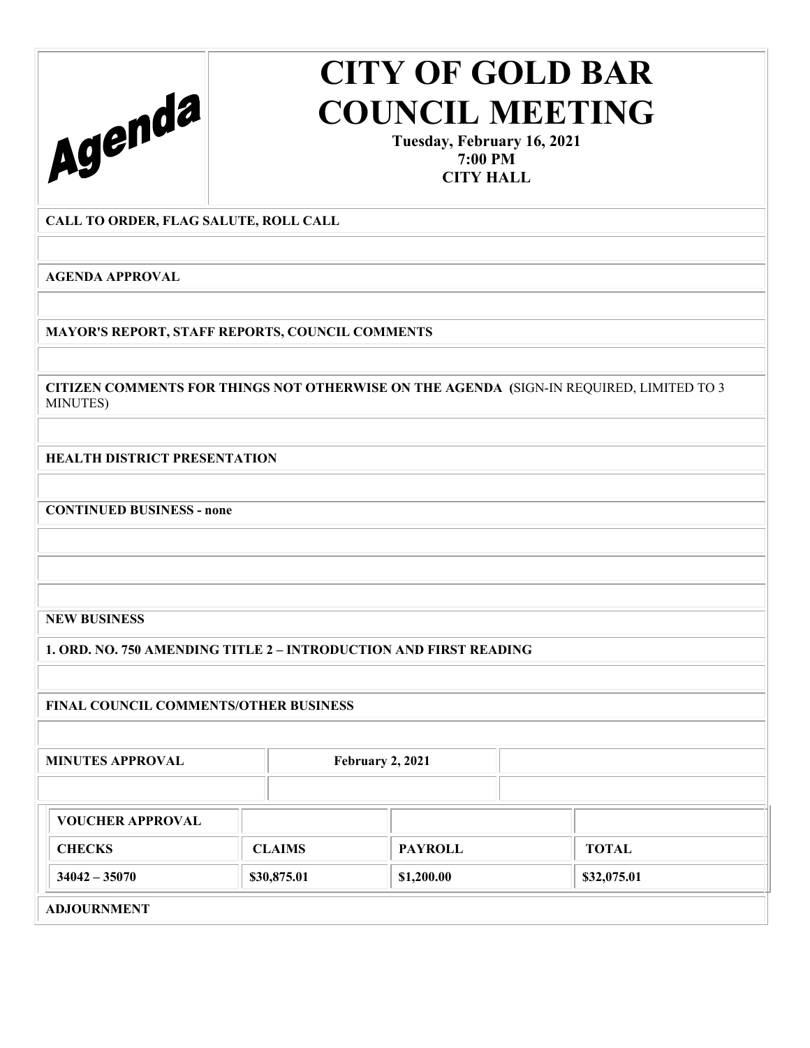**Agenda**

# CITY OF GOLD BAR COUNCIL MEETING

**Tuesday, February 16, 2021**
**7:00 PM**
**CITY HALL**

**CALL TO ORDER, FLAG SALUTE, ROLL CALL**

**AGENDA APPROVAL**

**MAYOR'S REPORT, STAFF REPORTS, COUNCIL COMMENTS**

**CITIZEN COMMENTS FOR THINGS NOT OTHERWISE ON THE AGENDA** (SIGN-IN REQUIRED, LIMITED TO 3 MINUTES)

**HEALTH DISTRICT PRESENTATION**

**CONTINUED BUSINESS - none**

**NEW BUSINESS**

**1. ORD. NO. 750 AMENDING TITLE 2 – INTRODUCTION AND FIRST READING**

**FINAL COUNCIL COMMENTS/OTHER BUSINESS**

| **MINUTES APPROVAL** | **February 2, 2021** | |
|---|---|---|

| **VOUCHER APPROVAL** | | | |
|---|---|---|---|
| **CHECKS** | **CLAIMS** | **PAYROLL** | **TOTAL** |
| **34042 – 35070** | **$30,875.01** | **$1,200.00** | **$32,075.01** |

**ADJOURNMENT**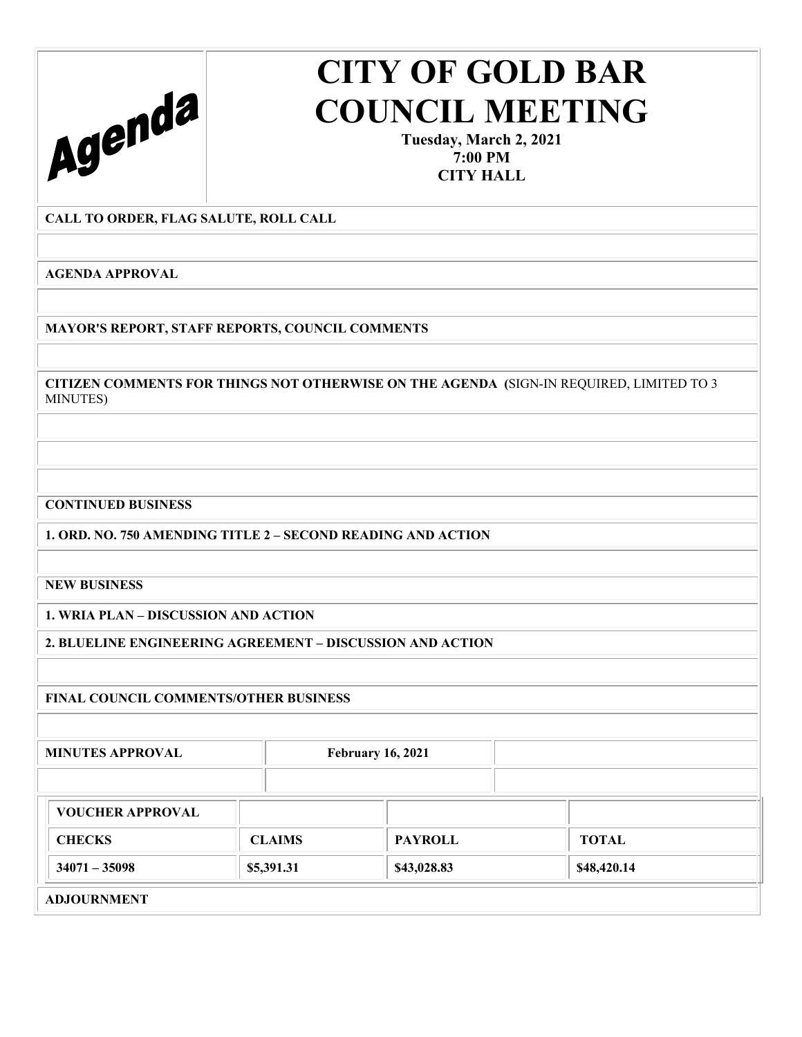# Agenda

# CITY OF GOLD BAR COUNCIL MEETING

**Tuesday, March 2, 2021**
**7:00 PM**
**CITY HALL**

**CALL TO ORDER, FLAG SALUTE, ROLL CALL**

**AGENDA APPROVAL**

**MAYOR'S REPORT, STAFF REPORTS, COUNCIL COMMENTS**

**CITIZEN COMMENTS FOR THINGS NOT OTHERWISE ON THE AGENDA (**SIGN-IN REQUIRED, LIMITED TO 3 MINUTES)

**CONTINUED BUSINESS**

**1. ORD. NO. 750 AMENDING TITLE 2 – SECOND READING AND ACTION**

**NEW BUSINESS**

**1. WRIA PLAN – DISCUSSION AND ACTION**

**2. BLUELINE ENGINEERING AGREEMENT – DISCUSSION AND ACTION**

**FINAL COUNCIL COMMENTS/OTHER BUSINESS**

| **MINUTES APPROVAL** | **February 16, 2021** | |
|---|---|---|

| **VOUCHER APPROVAL** | | | |
|---|---|---|---|
| **CHECKS** | **CLAIMS** | **PAYROLL** | **TOTAL** |
| **34071 – 35098** | **$5,391.31** | **$43,028.83** | **$48,420.14** |

**ADJOURNMENT**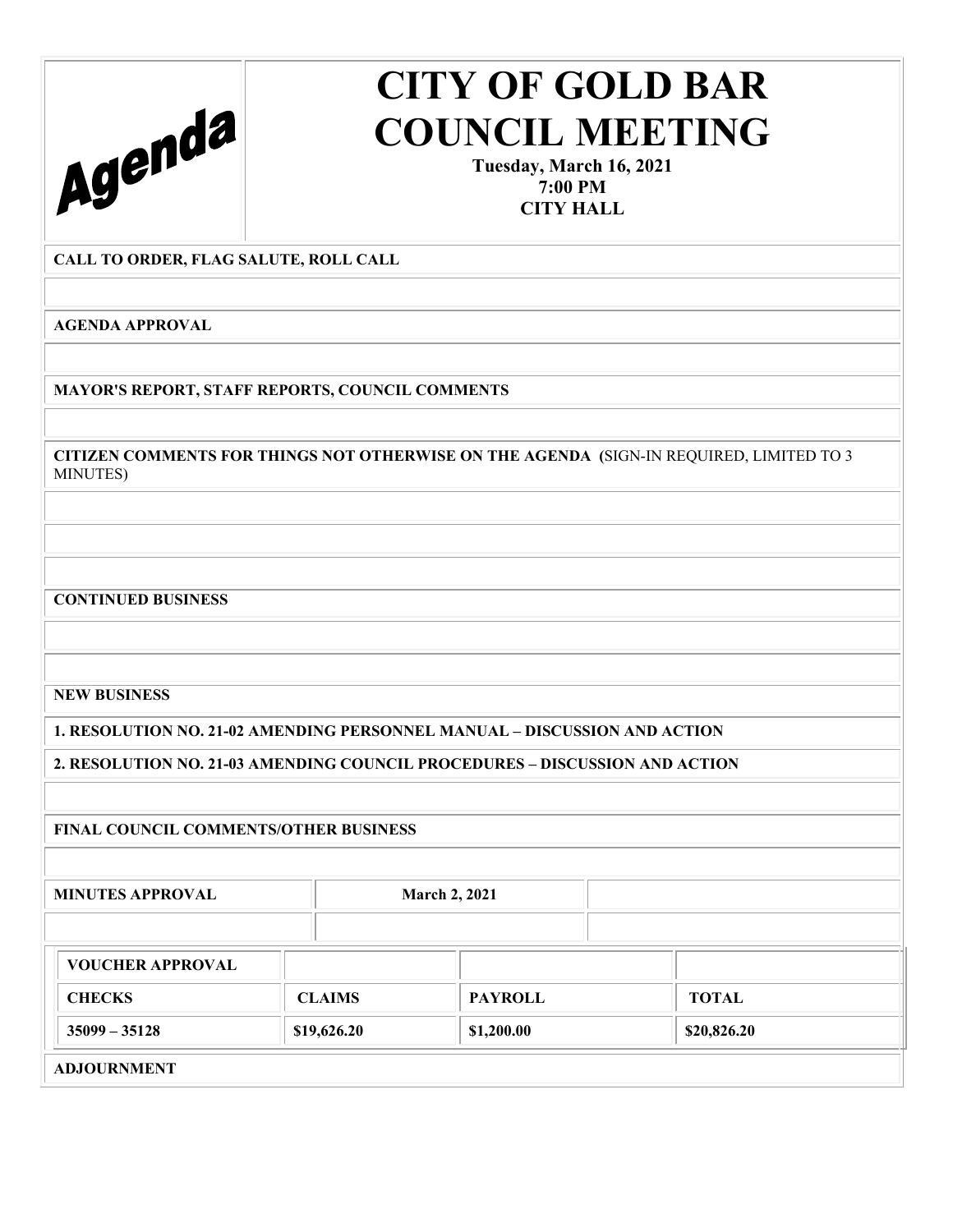Agenda

# CITY OF GOLD BAR COUNCIL MEETING

**Tuesday, March 16, 2021**
**7:00 PM**
**CITY HALL**

**CALL TO ORDER, FLAG SALUTE, ROLL CALL**

**AGENDA APPROVAL**

**MAYOR'S REPORT, STAFF REPORTS, COUNCIL COMMENTS**

**CITIZEN COMMENTS FOR THINGS NOT OTHERWISE ON THE AGENDA (**SIGN-IN REQUIRED, LIMITED TO 3 MINUTES)

**CONTINUED BUSINESS**

**NEW BUSINESS**

**1. RESOLUTION NO. 21-02 AMENDING PERSONNEL MANUAL – DISCUSSION AND ACTION**

**2. RESOLUTION NO. 21-03 AMENDING COUNCIL PROCEDURES – DISCUSSION AND ACTION**

**FINAL COUNCIL COMMENTS/OTHER BUSINESS**

| MINUTES APPROVAL | March 2, 2021 | |
|---|---|---|

| VOUCHER APPROVAL | | | |
|---|---|---|---|
| CHECKS | CLAIMS | PAYROLL | TOTAL |
| 35099 – 35128 | $19,626.20 | $1,200.00 | $20,826.20 |

**ADJOURNMENT**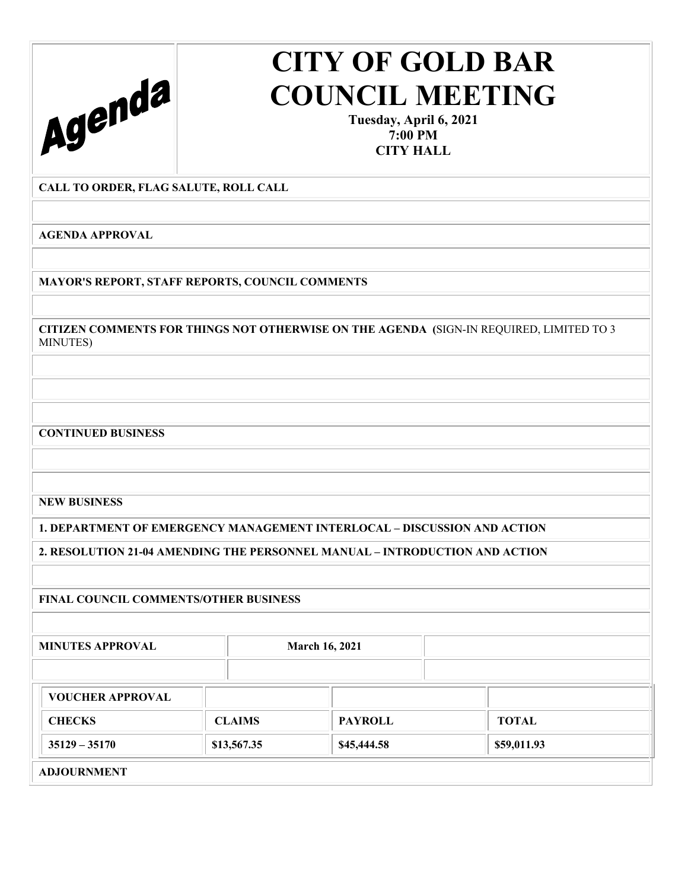Agenda

# CITY OF GOLD BAR COUNCIL MEETING

**Tuesday, April 6, 2021**
**7:00 PM**
**CITY HALL**

**CALL TO ORDER, FLAG SALUTE, ROLL CALL**

**AGENDA APPROVAL**

**MAYOR'S REPORT, STAFF REPORTS, COUNCIL COMMENTS**

**CITIZEN COMMENTS FOR THINGS NOT OTHERWISE ON THE AGENDA (**SIGN-IN REQUIRED, LIMITED TO 3 MINUTES)

**CONTINUED BUSINESS**

**NEW BUSINESS**

**1. DEPARTMENT OF EMERGENCY MANAGEMENT INTERLOCAL – DISCUSSION AND ACTION**

**2. RESOLUTION 21-04 AMENDING THE PERSONNEL MANUAL – INTRODUCTION AND ACTION**

**FINAL COUNCIL COMMENTS/OTHER BUSINESS**

| **MINUTES APPROVAL** | **March 16, 2021** | |
|---|---|---|

| **VOUCHER APPROVAL** | | | |
|---|---|---|---|
| **CHECKS** | **CLAIMS** | **PAYROLL** | **TOTAL** |
| **35129 – 35170** | **$13,567.35** | **$45,444.58** | **$59,011.93** |

**ADJOURNMENT**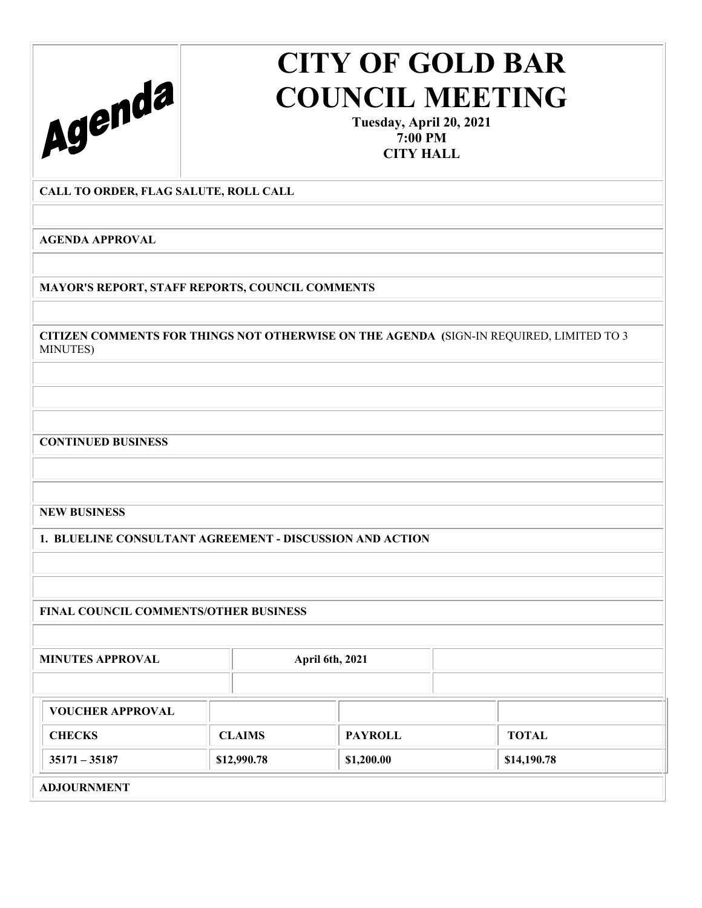**Agenda**

# CITY OF GOLD BAR COUNCIL MEETING

**Tuesday, April 20, 2021**
**7:00 PM**
**CITY HALL**

**CALL TO ORDER, FLAG SALUTE, ROLL CALL**

**AGENDA APPROVAL**

**MAYOR'S REPORT, STAFF REPORTS, COUNCIL COMMENTS**

**CITIZEN COMMENTS FOR THINGS NOT OTHERWISE ON THE AGENDA (**SIGN-IN REQUIRED, LIMITED TO 3 MINUTES)

**CONTINUED BUSINESS**

**NEW BUSINESS**

**1. BLUELINE CONSULTANT AGREEMENT - DISCUSSION AND ACTION**

**FINAL COUNCIL COMMENTS/OTHER BUSINESS**

| **MINUTES APPROVAL** | **April 6th, 2021** | |
|---|---|---|

| **VOUCHER APPROVAL** | | | |
|---|---|---|---|
| **CHECKS** | **CLAIMS** | **PAYROLL** | **TOTAL** |
| **35171 – 35187** | **$12,990.78** | **$1,200.00** | **$14,190.78** |

**ADJOURNMENT**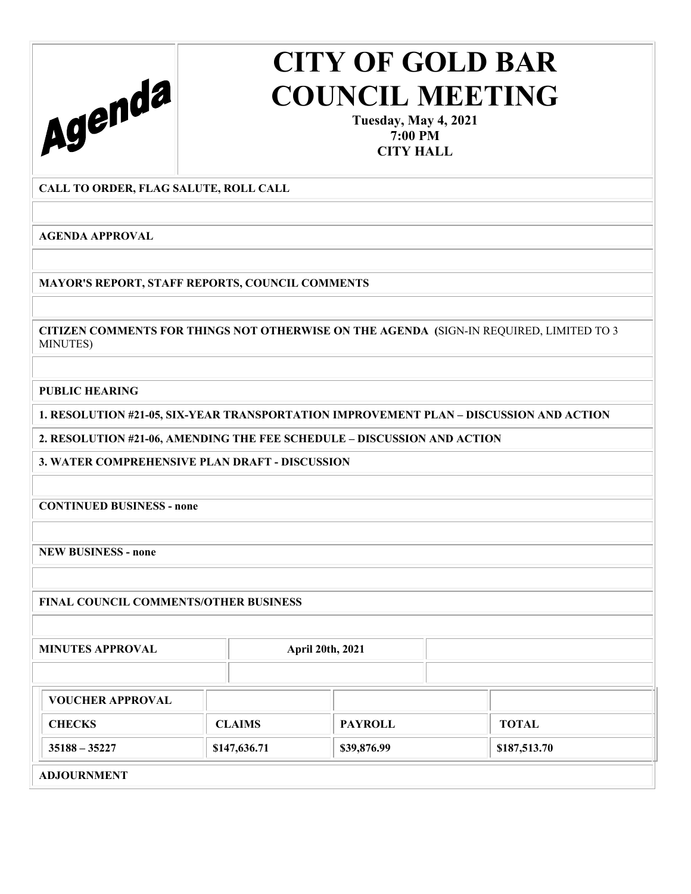Agenda

# CITY OF GOLD BAR COUNCIL MEETING

**Tuesday, May 4, 2021**
**7:00 PM**
**CITY HALL**

**CALL TO ORDER, FLAG SALUTE, ROLL CALL**

**AGENDA APPROVAL**

**MAYOR'S REPORT, STAFF REPORTS, COUNCIL COMMENTS**

**CITIZEN COMMENTS FOR THINGS NOT OTHERWISE ON THE AGENDA** (SIGN-IN REQUIRED, LIMITED TO 3 MINUTES)

**PUBLIC HEARING**

**1. RESOLUTION #21-05, SIX-YEAR TRANSPORTATION IMPROVEMENT PLAN – DISCUSSION AND ACTION**

**2. RESOLUTION #21-06, AMENDING THE FEE SCHEDULE – DISCUSSION AND ACTION**

**3. WATER COMPREHENSIVE PLAN DRAFT - DISCUSSION**

**CONTINUED BUSINESS - none**

**NEW BUSINESS - none**

**FINAL COUNCIL COMMENTS/OTHER BUSINESS**

| **MINUTES APPROVAL** | **April 20th, 2021** | |
|---|---|---|

| **VOUCHER APPROVAL** | | | |
|---|---|---|---|
| **CHECKS** | **CLAIMS** | **PAYROLL** | **TOTAL** |
| **35188 – 35227** | **$147,636.71** | **$39,876.99** | **$187,513.70** |

**ADJOURNMENT**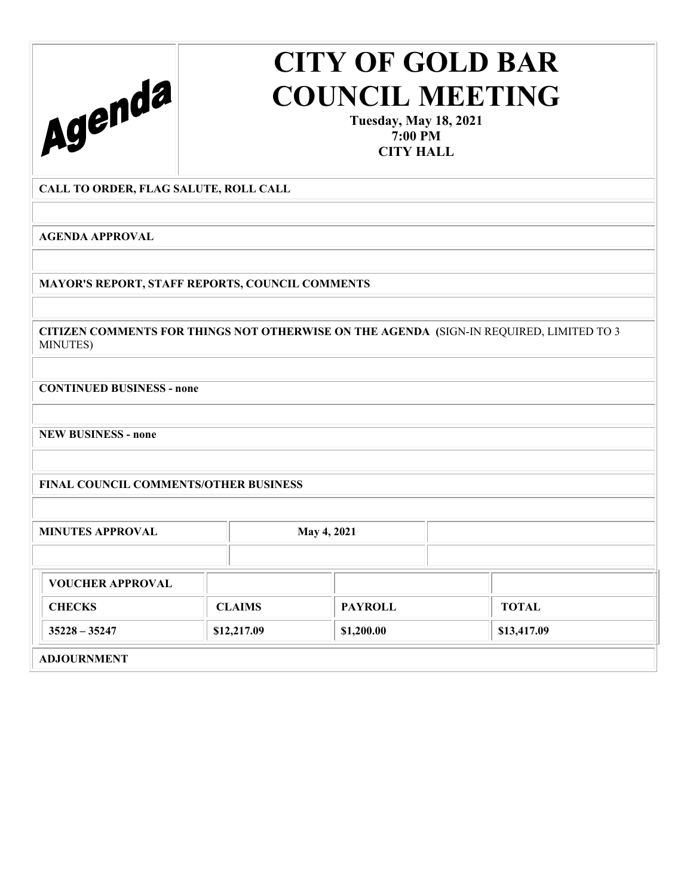Agenda

# CITY OF GOLD BAR COUNCIL MEETING

**Tuesday, May 18, 2021**
**7:00 PM**
**CITY HALL**

**CALL TO ORDER, FLAG SALUTE, ROLL CALL**

**AGENDA APPROVAL**

**MAYOR'S REPORT, STAFF REPORTS, COUNCIL COMMENTS**

**CITIZEN COMMENTS FOR THINGS NOT OTHERWISE ON THE AGENDA (**SIGN-IN REQUIRED, LIMITED TO 3 MINUTES)

**CONTINUED BUSINESS - none**

**NEW BUSINESS - none**

**FINAL COUNCIL COMMENTS/OTHER BUSINESS**

| **MINUTES APPROVAL** | **May 4, 2021** | |
|---|---|---|

| **VOUCHER APPROVAL** | | | |
|---|---|---|---|
| **CHECKS** | **CLAIMS** | **PAYROLL** | **TOTAL** |
| **35228 – 35247** | **$12,217.09** | **$1,200.00** | **$13,417.09** |

**ADJOURNMENT**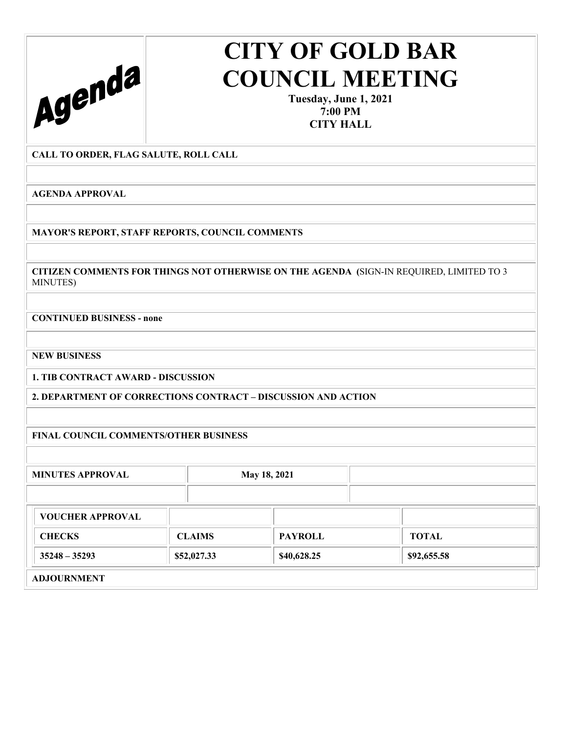# Agenda

# CITY OF GOLD BAR COUNCIL MEETING

**Tuesday, June 1, 2021**
**7:00 PM**
**CITY HALL**

**CALL TO ORDER, FLAG SALUTE, ROLL CALL**

**AGENDA APPROVAL**

**MAYOR'S REPORT, STAFF REPORTS, COUNCIL COMMENTS**

**CITIZEN COMMENTS FOR THINGS NOT OTHERWISE ON THE AGENDA (**SIGN-IN REQUIRED, LIMITED TO 3 MINUTES)

**CONTINUED BUSINESS - none**

**NEW BUSINESS**

**1. TIB CONTRACT AWARD - DISCUSSION**

**2. DEPARTMENT OF CORRECTIONS CONTRACT – DISCUSSION AND ACTION**

**FINAL COUNCIL COMMENTS/OTHER BUSINESS**

| **MINUTES APPROVAL** | **May 18, 2021** | |
|---|---|---|

| **VOUCHER APPROVAL** | | | |
|---|---|---|---|
| **CHECKS** | **CLAIMS** | **PAYROLL** | **TOTAL** |
| **35248 – 35293** | **$52,027.33** | **$40,628.25** | **$92,655.58** |

**ADJOURNMENT**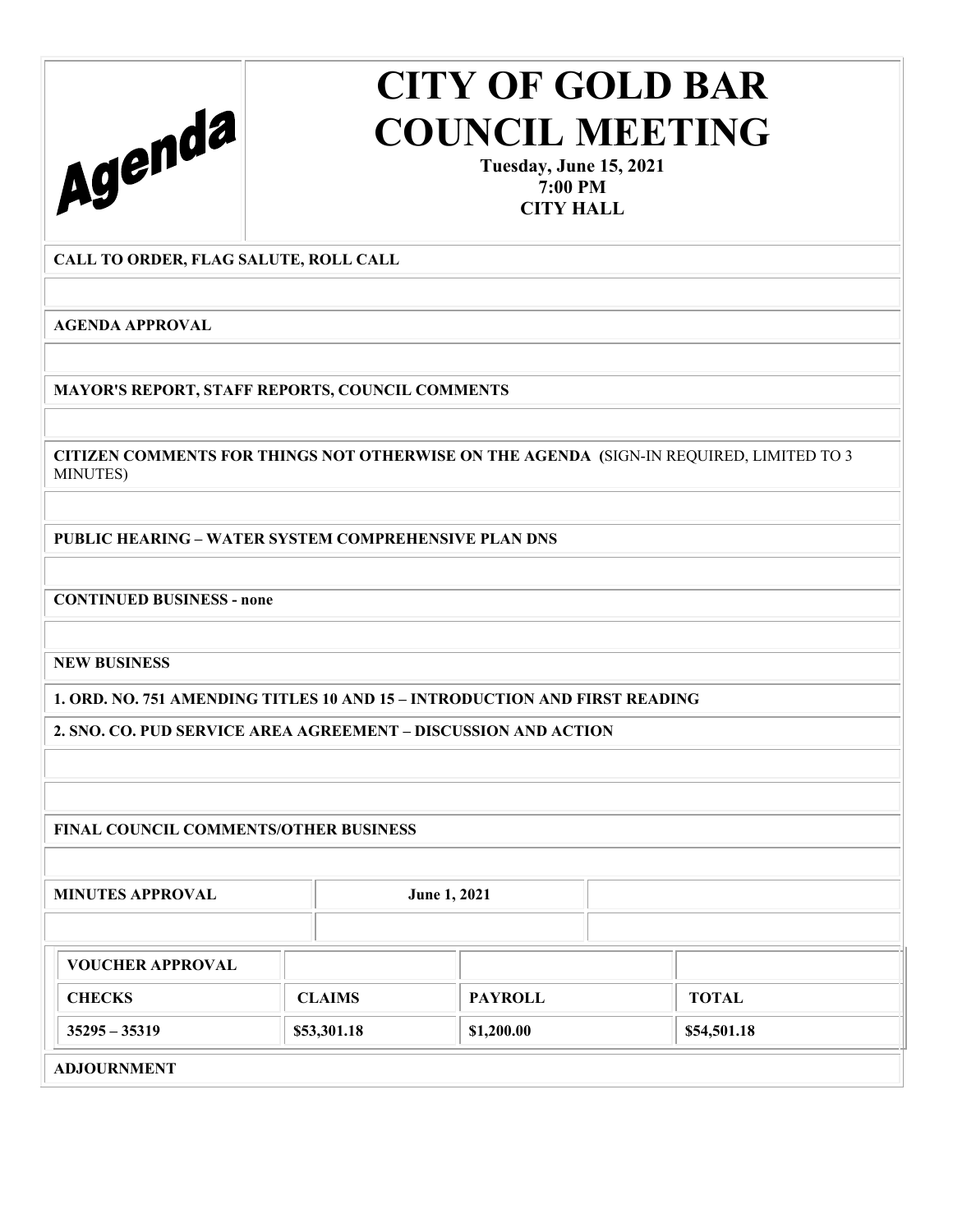Agenda

# CITY OF GOLD BAR COUNCIL MEETING

**Tuesday, June 15, 2021**
**7:00 PM**
**CITY HALL**

**CALL TO ORDER, FLAG SALUTE, ROLL CALL**

**AGENDA APPROVAL**

**MAYOR'S REPORT, STAFF REPORTS, COUNCIL COMMENTS**

**CITIZEN COMMENTS FOR THINGS NOT OTHERWISE ON THE AGENDA** (SIGN-IN REQUIRED, LIMITED TO 3 MINUTES)

**PUBLIC HEARING – WATER SYSTEM COMPREHENSIVE PLAN DNS**

**CONTINUED BUSINESS - none**

**NEW BUSINESS**

**1. ORD. NO. 751 AMENDING TITLES 10 AND 15 – INTRODUCTION AND FIRST READING**

**2. SNO. CO. PUD SERVICE AREA AGREEMENT – DISCUSSION AND ACTION**

**FINAL COUNCIL COMMENTS/OTHER BUSINESS**

| **MINUTES APPROVAL** | **June 1, 2021** |
|---|---|

| **VOUCHER APPROVAL** | | | |
|---|---|---|---|
| **CHECKS** | **CLAIMS** | **PAYROLL** | **TOTAL** |
| **35295 – 35319** | **$53,301.18** | **$1,200.00** | **$54,501.18** |

**ADJOURNMENT**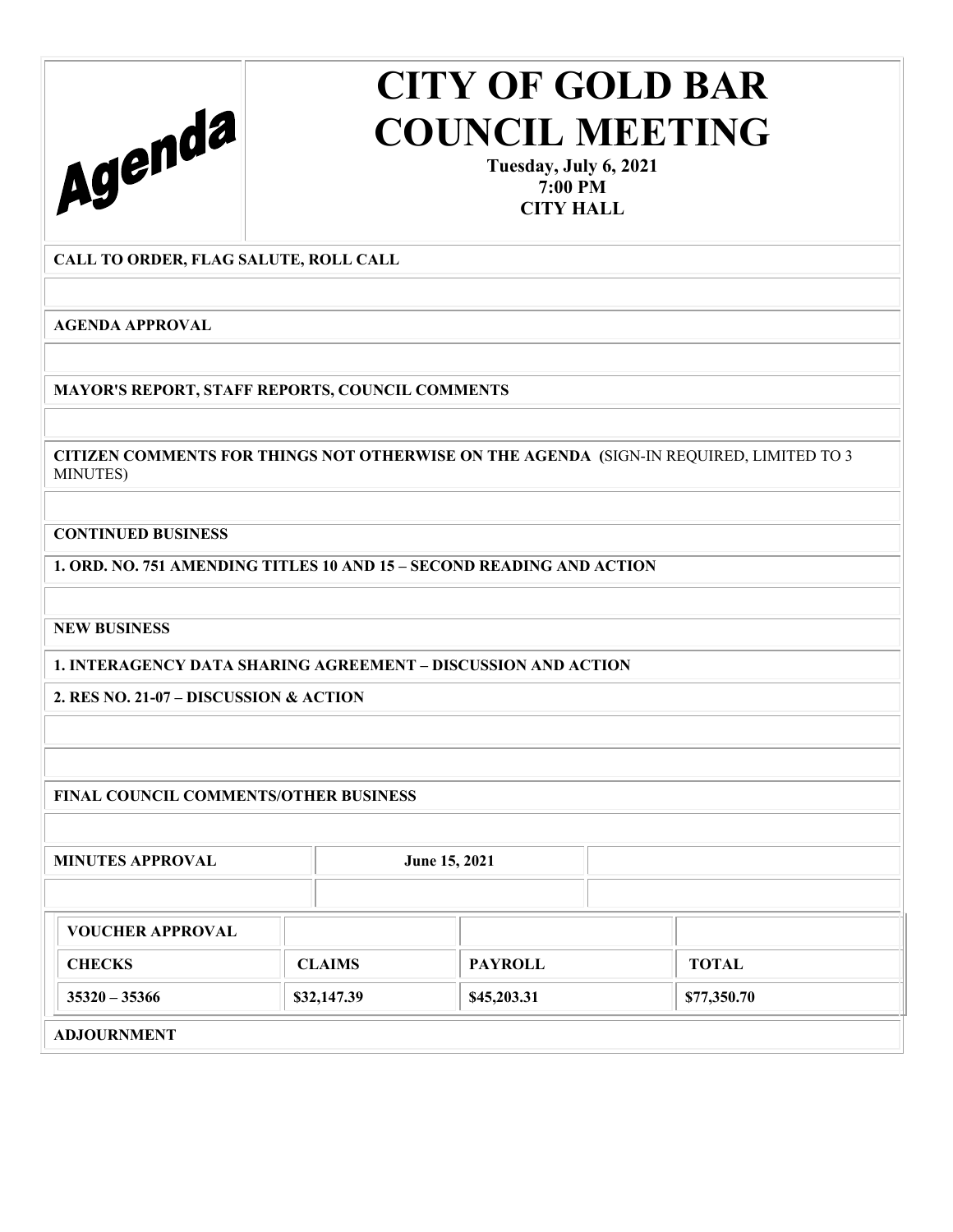# Agenda

# CITY OF GOLD BAR COUNCIL MEETING

**Tuesday, July 6, 2021**
**7:00 PM**
**CITY HALL**

**CALL TO ORDER, FLAG SALUTE, ROLL CALL**

**AGENDA APPROVAL**

**MAYOR'S REPORT, STAFF REPORTS, COUNCIL COMMENTS**

**CITIZEN COMMENTS FOR THINGS NOT OTHERWISE ON THE AGENDA (**SIGN-IN REQUIRED, LIMITED TO 3 MINUTES)

**CONTINUED BUSINESS**

**1. ORD. NO. 751 AMENDING TITLES 10 AND 15 – SECOND READING AND ACTION**

**NEW BUSINESS**

**1. INTERAGENCY DATA SHARING AGREEMENT – DISCUSSION AND ACTION**

**2. RES NO. 21-07 – DISCUSSION & ACTION**

**FINAL COUNCIL COMMENTS/OTHER BUSINESS**

| MINUTES APPROVAL | June 15, 2021 | |
|---|---|---|
| | | |

| VOUCHER APPROVAL | | | |
|---|---|---|---|
| **CHECKS** | **CLAIMS** | **PAYROLL** | **TOTAL** |
| **35320 – 35366** | **$32,147.39** | **$45,203.31** | **$77,350.70** |

**ADJOURNMENT**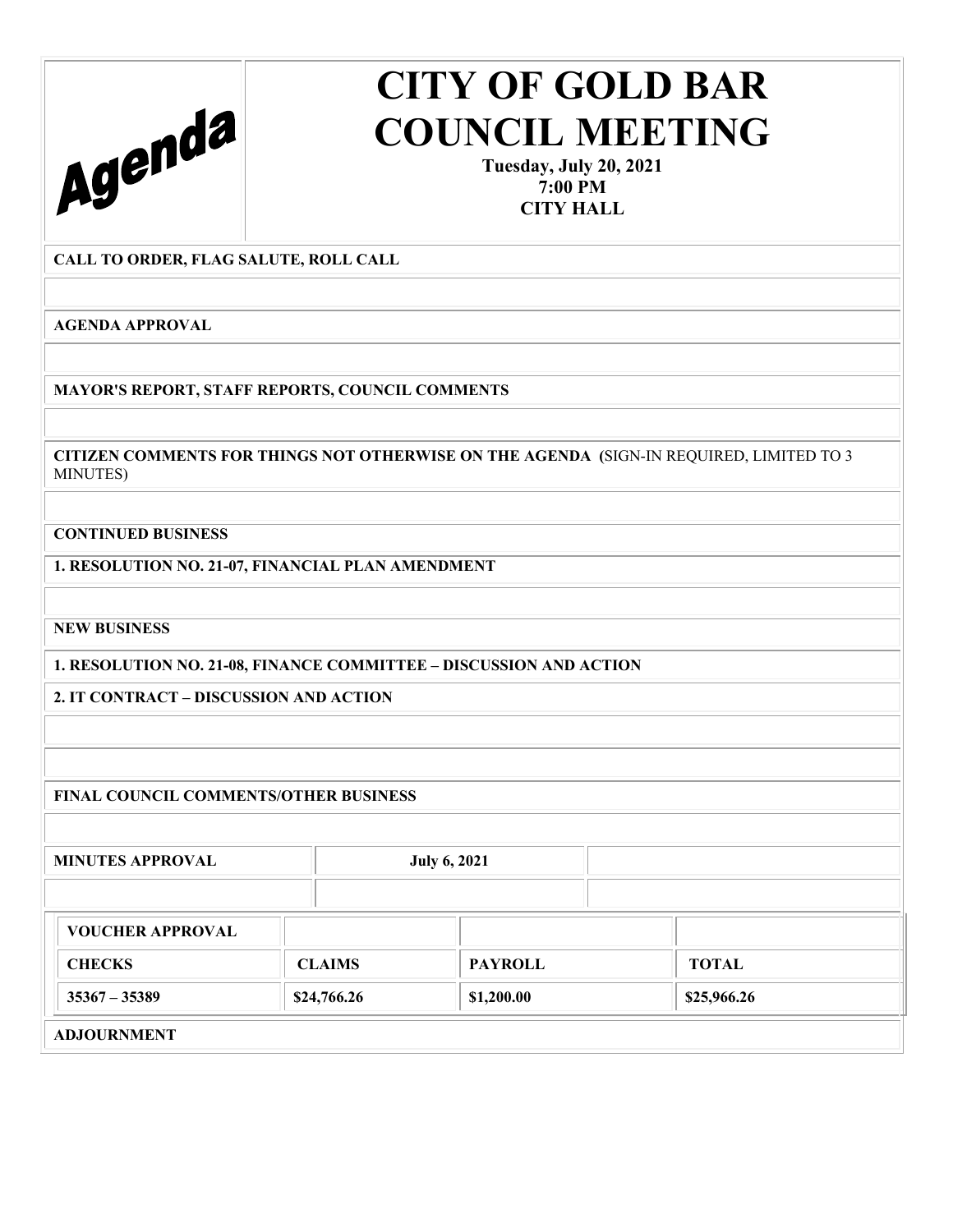# Agenda

# CITY OF GOLD BAR COUNCIL MEETING

**Tuesday, July 20, 2021**
**7:00 PM**
**CITY HALL**

**CALL TO ORDER, FLAG SALUTE, ROLL CALL**

**AGENDA APPROVAL**

**MAYOR'S REPORT, STAFF REPORTS, COUNCIL COMMENTS**

**CITIZEN COMMENTS FOR THINGS NOT OTHERWISE ON THE AGENDA** (SIGN-IN REQUIRED, LIMITED TO 3 MINUTES)

**CONTINUED BUSINESS**

**1. RESOLUTION NO. 21-07, FINANCIAL PLAN AMENDMENT**

**NEW BUSINESS**

**1. RESOLUTION NO. 21-08, FINANCE COMMITTEE – DISCUSSION AND ACTION**

**2. IT CONTRACT – DISCUSSION AND ACTION**

**FINAL COUNCIL COMMENTS/OTHER BUSINESS**

| **MINUTES APPROVAL** | **July 6, 2021** | |
|---|---|---|

| **VOUCHER APPROVAL** | | | |
|---|---|---|---|
| **CHECKS** | **CLAIMS** | **PAYROLL** | **TOTAL** |
| **35367 – 35389** | **$24,766.26** | **$1,200.00** | **$25,966.26** |

**ADJOURNMENT**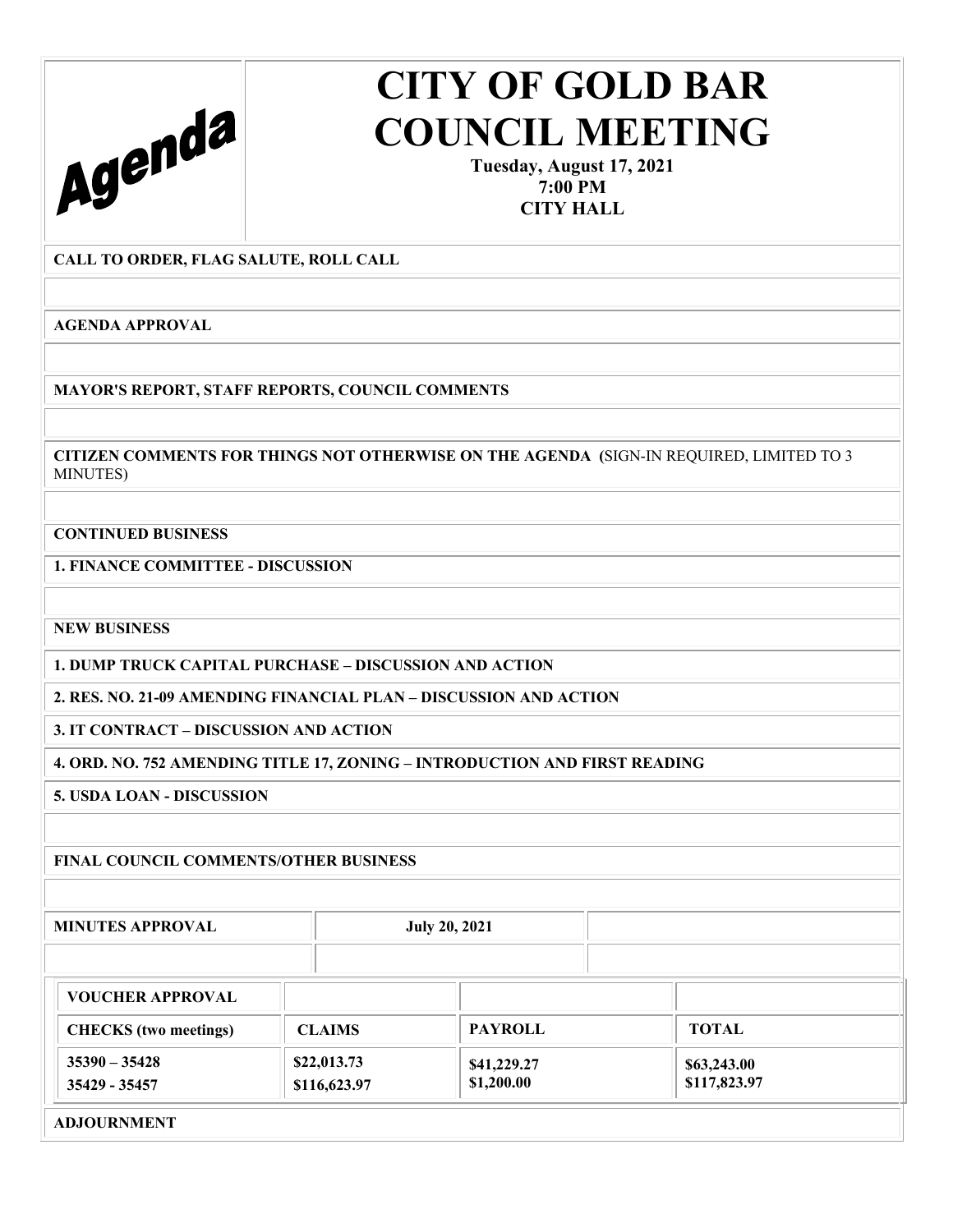Agenda

# CITY OF GOLD BAR COUNCIL MEETING

**Tuesday, August 17, 2021**
**7:00 PM**
**CITY HALL**

**CALL TO ORDER, FLAG SALUTE, ROLL CALL**

**AGENDA APPROVAL**

**MAYOR'S REPORT, STAFF REPORTS, COUNCIL COMMENTS**

**CITIZEN COMMENTS FOR THINGS NOT OTHERWISE ON THE AGENDA (**SIGN-IN REQUIRED, LIMITED TO 3 MINUTES)

**CONTINUED BUSINESS**

**1. FINANCE COMMITTEE - DISCUSSION**

**NEW BUSINESS**

**1. DUMP TRUCK CAPITAL PURCHASE – DISCUSSION AND ACTION**

**2. RES. NO. 21-09 AMENDING FINANCIAL PLAN – DISCUSSION AND ACTION**

**3. IT CONTRACT – DISCUSSION AND ACTION**

**4. ORD. NO. 752 AMENDING TITLE 17, ZONING – INTRODUCTION AND FIRST READING**

**5. USDA LOAN - DISCUSSION**

**FINAL COUNCIL COMMENTS/OTHER BUSINESS**

| **MINUTES APPROVAL** | **July 20, 2021** | |
|---|---|---|
| | | |

| **VOUCHER APPROVAL** | | | |
|---|---|---|---|
| **CHECKS (two meetings)** | **CLAIMS** | **PAYROLL** | **TOTAL** |
| 35390 – 35428<br>35429 - 35457 | $22,013.73<br>$116,623.97 | $41,229.27<br>$1,200.00 | $63,243.00<br>$117,823.97 |

**ADJOURNMENT**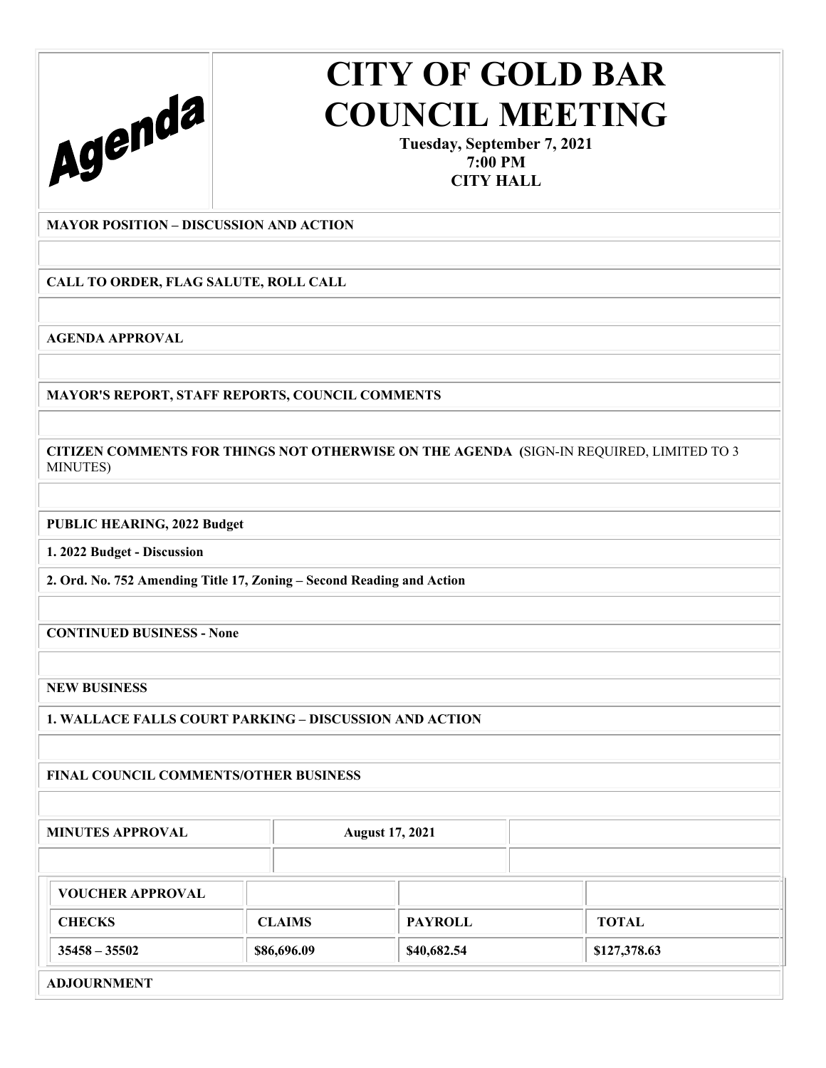# Agenda

# CITY OF GOLD BAR COUNCIL MEETING

**Tuesday, September 7, 2021**
**7:00 PM**
**CITY HALL**

**MAYOR POSITION – DISCUSSION AND ACTION**

**CALL TO ORDER, FLAG SALUTE, ROLL CALL**

**AGENDA APPROVAL**

**MAYOR'S REPORT, STAFF REPORTS, COUNCIL COMMENTS**

**CITIZEN COMMENTS FOR THINGS NOT OTHERWISE ON THE AGENDA** (SIGN-IN REQUIRED, LIMITED TO 3 MINUTES)

**PUBLIC HEARING, 2022 Budget**

**1. 2022 Budget - Discussion**

**2. Ord. No. 752 Amending Title 17, Zoning – Second Reading and Action**

**CONTINUED BUSINESS - None**

**NEW BUSINESS**

**1. WALLACE FALLS COURT PARKING – DISCUSSION AND ACTION**

**FINAL COUNCIL COMMENTS/OTHER BUSINESS**

| **MINUTES APPROVAL** | **August 17, 2021** | |
|---|---|---|

| **VOUCHER APPROVAL** | | | |
|---|---|---|---|
| **CHECKS** | **CLAIMS** | **PAYROLL** | **TOTAL** |
| **35458 – 35502** | **$86,696.09** | **$40,682.54** | **$127,378.63** |

**ADJOURNMENT**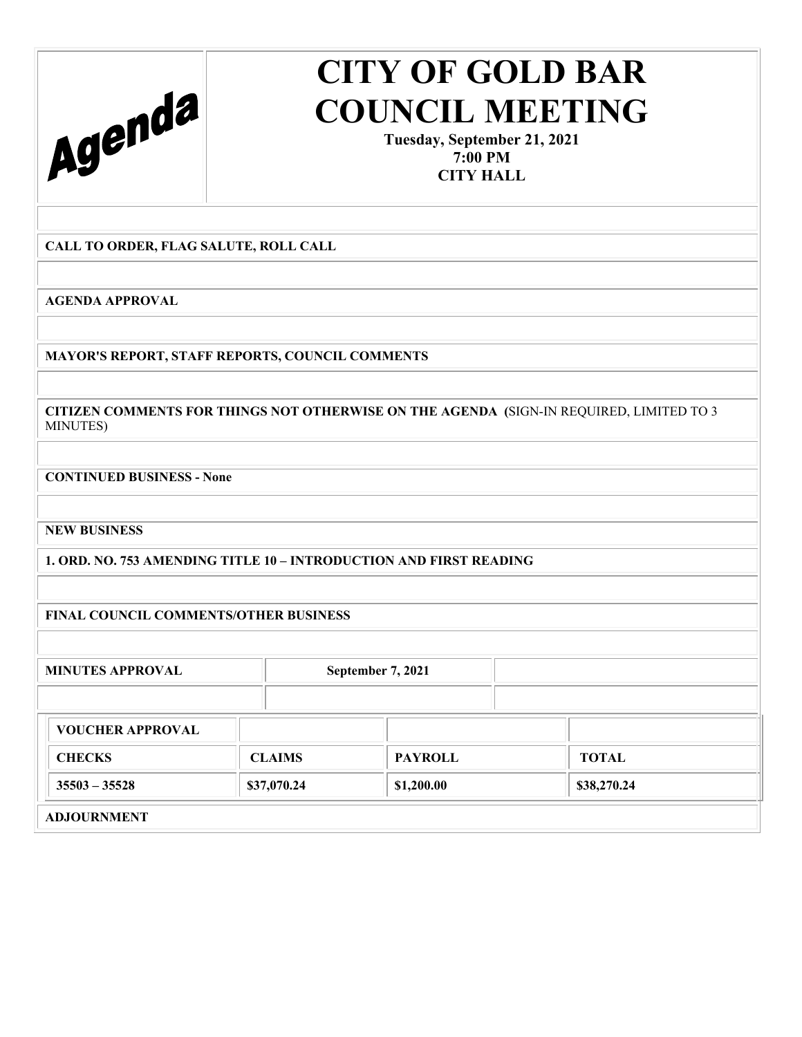Agenda

# CITY OF GOLD BAR COUNCIL MEETING

**Tuesday, September 21, 2021**
**7:00 PM**
**CITY HALL**

**CALL TO ORDER, FLAG SALUTE, ROLL CALL**

**AGENDA APPROVAL**

**MAYOR'S REPORT, STAFF REPORTS, COUNCIL COMMENTS**

**CITIZEN COMMENTS FOR THINGS NOT OTHERWISE ON THE AGENDA (**SIGN-IN REQUIRED, LIMITED TO 3 MINUTES)

**CONTINUED BUSINESS - None**

**NEW BUSINESS**

**1. ORD. NO. 753 AMENDING TITLE 10 – INTRODUCTION AND FIRST READING**

**FINAL COUNCIL COMMENTS/OTHER BUSINESS**

| **MINUTES APPROVAL** | **September 7, 2021** | |
|---|---|---|

| **VOUCHER APPROVAL** | | | |
|---|---|---|---|
| **CHECKS** | **CLAIMS** | **PAYROLL** | **TOTAL** |
| **35503 – 35528** | **$37,070.24** | **$1,200.00** | **$38,270.24** |

**ADJOURNMENT**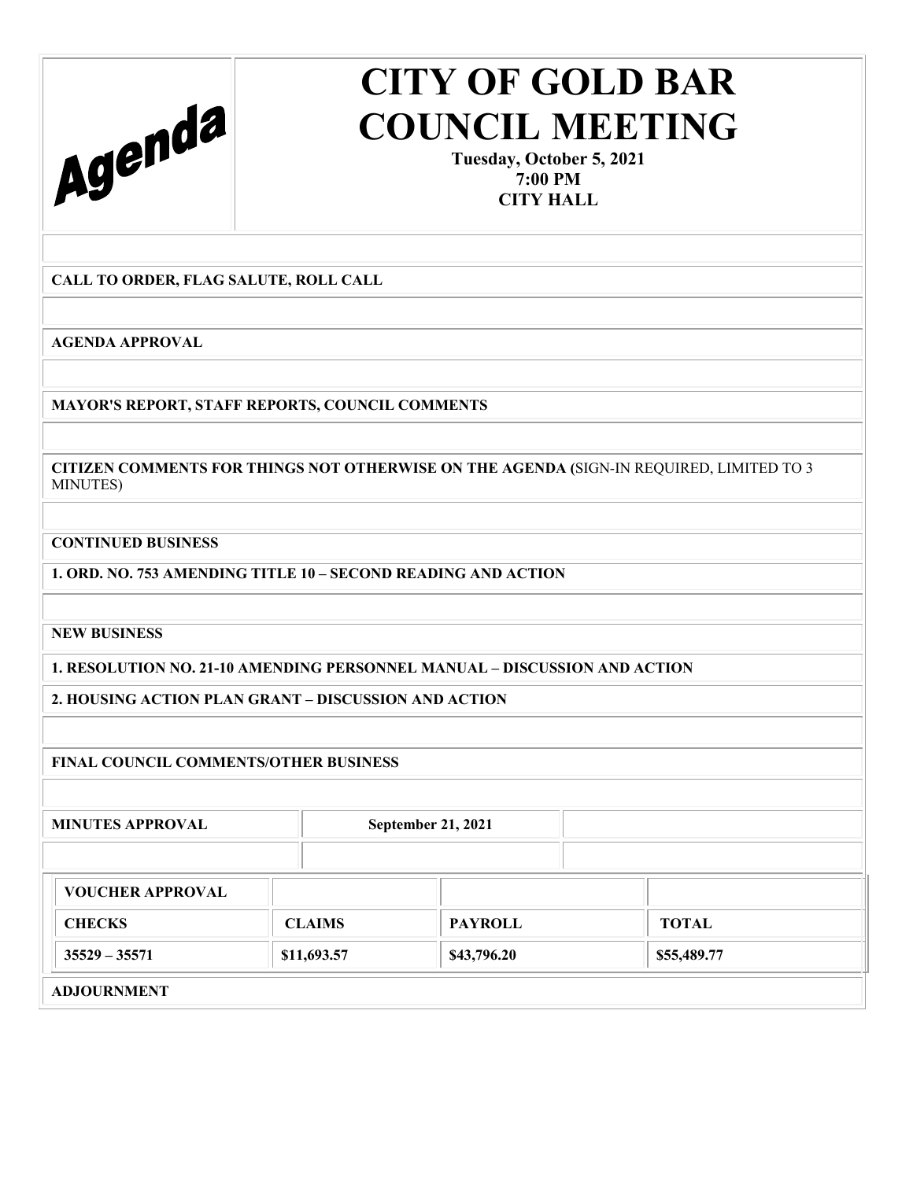Agenda

# CITY OF GOLD BAR COUNCIL MEETING

**Tuesday, October 5, 2021**
**7:00 PM**
**CITY HALL**

**CALL TO ORDER, FLAG SALUTE, ROLL CALL**

**AGENDA APPROVAL**

**MAYOR'S REPORT, STAFF REPORTS, COUNCIL COMMENTS**

**CITIZEN COMMENTS FOR THINGS NOT OTHERWISE ON THE AGENDA (**SIGN-IN REQUIRED, LIMITED TO 3 MINUTES)

**CONTINUED BUSINESS**

**1. ORD. NO. 753 AMENDING TITLE 10 – SECOND READING AND ACTION**

**NEW BUSINESS**

**1. RESOLUTION NO. 21-10 AMENDING PERSONNEL MANUAL – DISCUSSION AND ACTION**

**2. HOUSING ACTION PLAN GRANT – DISCUSSION AND ACTION**

**FINAL COUNCIL COMMENTS/OTHER BUSINESS**

| **MINUTES APPROVAL** | **September 21, 2021** | |
|---|---|---|

| **VOUCHER APPROVAL** | | | |
|---|---|---|---|
| **CHECKS** | **CLAIMS** | **PAYROLL** | **TOTAL** |
| **35529 – 35571** | **\$11,693.57** | **\$43,796.20** | **\$55,489.77** |

**ADJOURNMENT**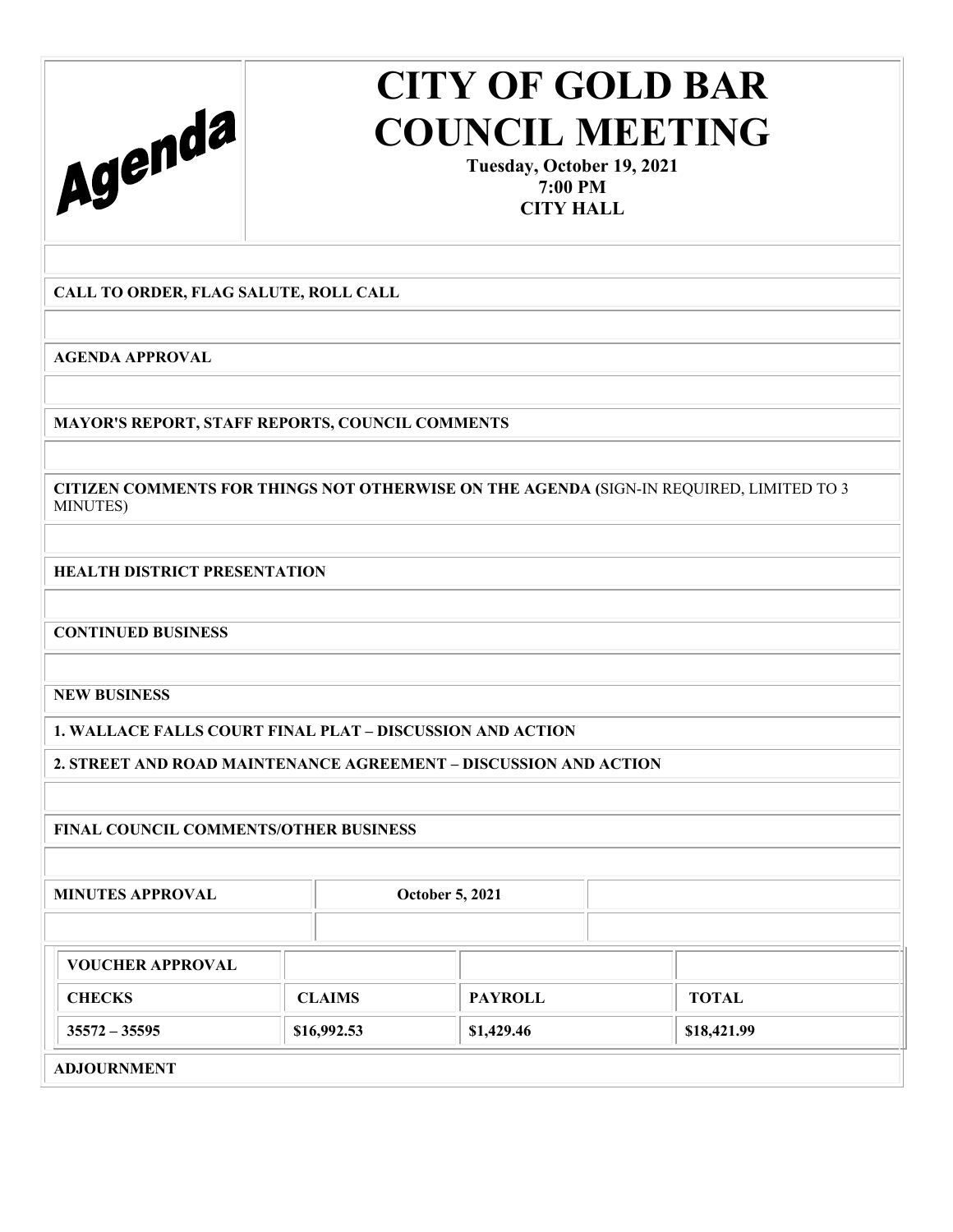Agenda

# CITY OF GOLD BAR COUNCIL MEETING

**Tuesday, October 19, 2021**
**7:00 PM**
**CITY HALL**

**CALL TO ORDER, FLAG SALUTE, ROLL CALL**

**AGENDA APPROVAL**

**MAYOR'S REPORT, STAFF REPORTS, COUNCIL COMMENTS**

**CITIZEN COMMENTS FOR THINGS NOT OTHERWISE ON THE AGENDA (**SIGN-IN REQUIRED, LIMITED TO 3 MINUTES)

**HEALTH DISTRICT PRESENTATION**

**CONTINUED BUSINESS**

**NEW BUSINESS**

**1. WALLACE FALLS COURT FINAL PLAT – DISCUSSION AND ACTION**

**2. STREET AND ROAD MAINTENANCE AGREEMENT – DISCUSSION AND ACTION**

**FINAL COUNCIL COMMENTS/OTHER BUSINESS**

| **MINUTES APPROVAL** | **October 5, 2021** |
| --- | --- |

| **VOUCHER APPROVAL** | | | |
| --- | --- | --- | --- |
| **CHECKS** | **CLAIMS** | **PAYROLL** | **TOTAL** |
| **35572 – 35595** | **$16,992.53** | **$1,429.46** | **$18,421.99** |

**ADJOURNMENT**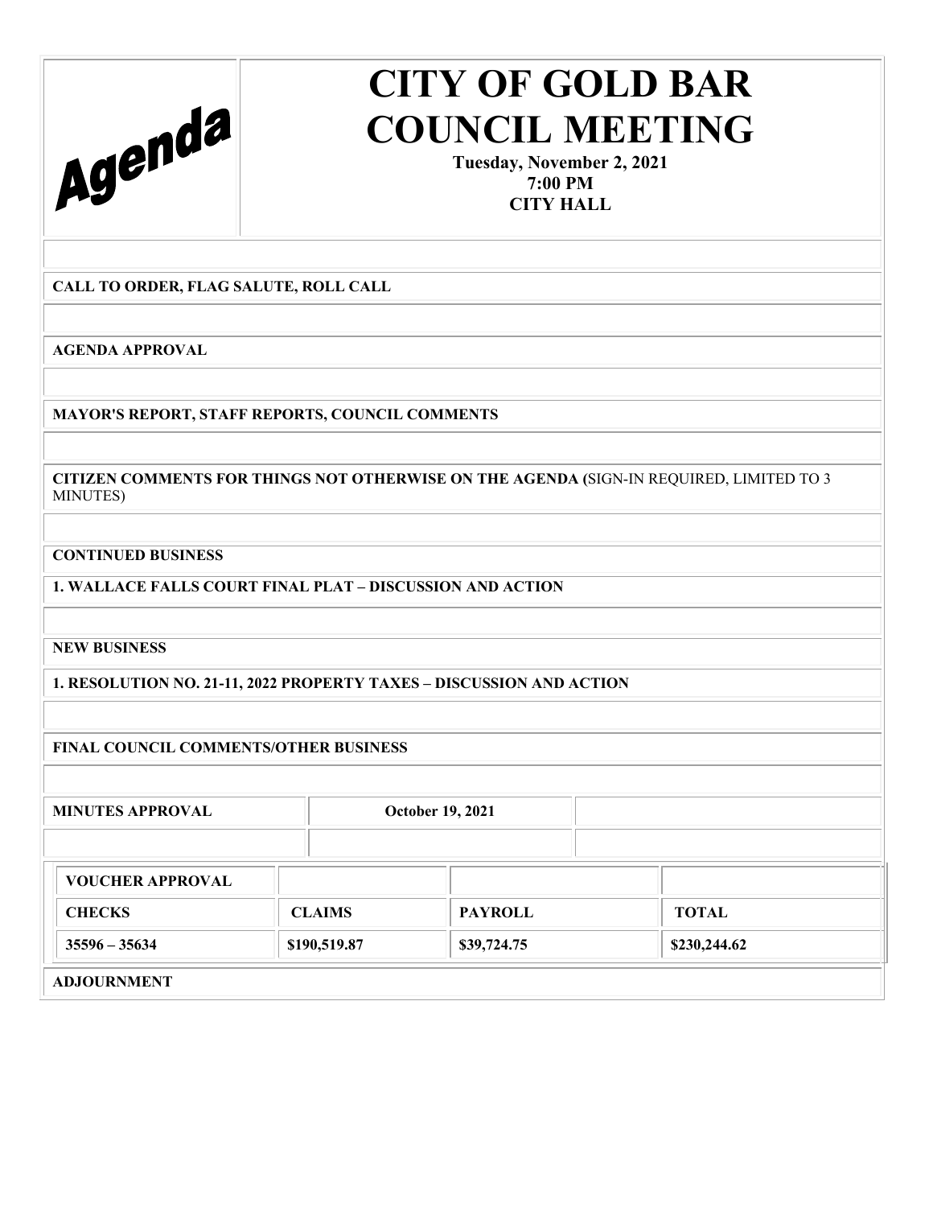Agenda

# CITY OF GOLD BAR COUNCIL MEETING

**Tuesday, November 2, 2021**
**7:00 PM**
**CITY HALL**

**CALL TO ORDER, FLAG SALUTE, ROLL CALL**

**AGENDA APPROVAL**

**MAYOR'S REPORT, STAFF REPORTS, COUNCIL COMMENTS**

**CITIZEN COMMENTS FOR THINGS NOT OTHERWISE ON THE AGENDA (**SIGN-IN REQUIRED, LIMITED TO 3 MINUTES)

**CONTINUED BUSINESS**

**1. WALLACE FALLS COURT FINAL PLAT – DISCUSSION AND ACTION**

**NEW BUSINESS**

**1. RESOLUTION NO. 21-11, 2022 PROPERTY TAXES – DISCUSSION AND ACTION**

**FINAL COUNCIL COMMENTS/OTHER BUSINESS**

| **MINUTES APPROVAL** | **October 19, 2021** | |
|---|---|---|

| **VOUCHER APPROVAL** | | | |
|---|---|---|---|
| **CHECKS** | **CLAIMS** | **PAYROLL** | **TOTAL** |
| **35596 – 35634** | **$190,519.87** | **$39,724.75** | **$230,244.62** |

**ADJOURNMENT**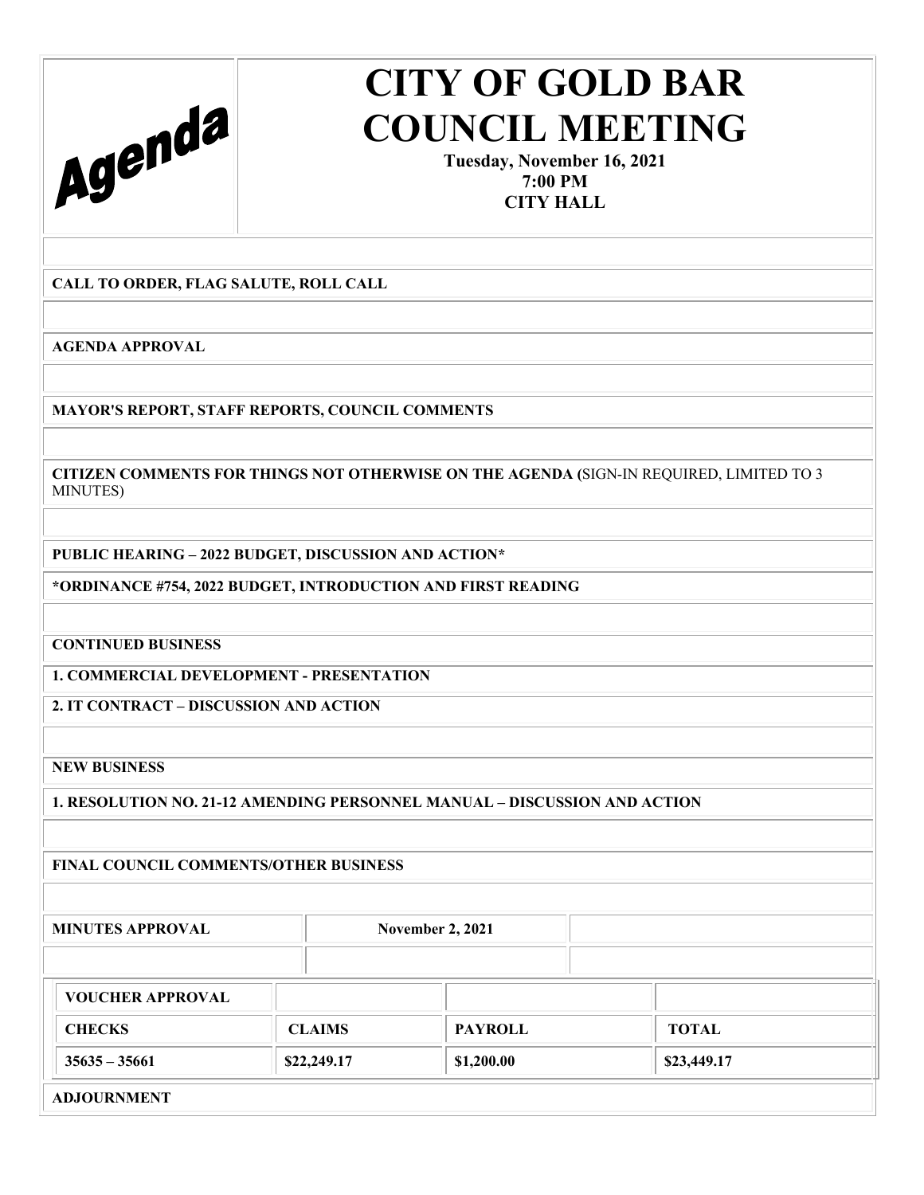Agenda

# CITY OF GOLD BAR COUNCIL MEETING

**Tuesday, November 16, 2021**
**7:00 PM**
**CITY HALL**

**CALL TO ORDER, FLAG SALUTE, ROLL CALL**

**AGENDA APPROVAL**

**MAYOR'S REPORT, STAFF REPORTS, COUNCIL COMMENTS**

**CITIZEN COMMENTS FOR THINGS NOT OTHERWISE ON THE AGENDA (**SIGN-IN REQUIRED, LIMITED TO 3 MINUTES)

**PUBLIC HEARING – 2022 BUDGET, DISCUSSION AND ACTION***

***ORDINANCE #754, 2022 BUDGET, INTRODUCTION AND FIRST READING**

**CONTINUED BUSINESS**

**1. COMMERCIAL DEVELOPMENT - PRESENTATION**

**2. IT CONTRACT – DISCUSSION AND ACTION**

**NEW BUSINESS**

**1. RESOLUTION NO. 21-12 AMENDING PERSONNEL MANUAL – DISCUSSION AND ACTION**

**FINAL COUNCIL COMMENTS/OTHER BUSINESS**

| **MINUTES APPROVAL** | **November 2, 2021** |
|---|---|

| **VOUCHER APPROVAL** | | | |
|---|---|---|---|
| **CHECKS** | **CLAIMS** | **PAYROLL** | **TOTAL** |
| **35635 – 35661** | **$22,249.17** | **$1,200.00** | **$23,449.17** |

**ADJOURNMENT**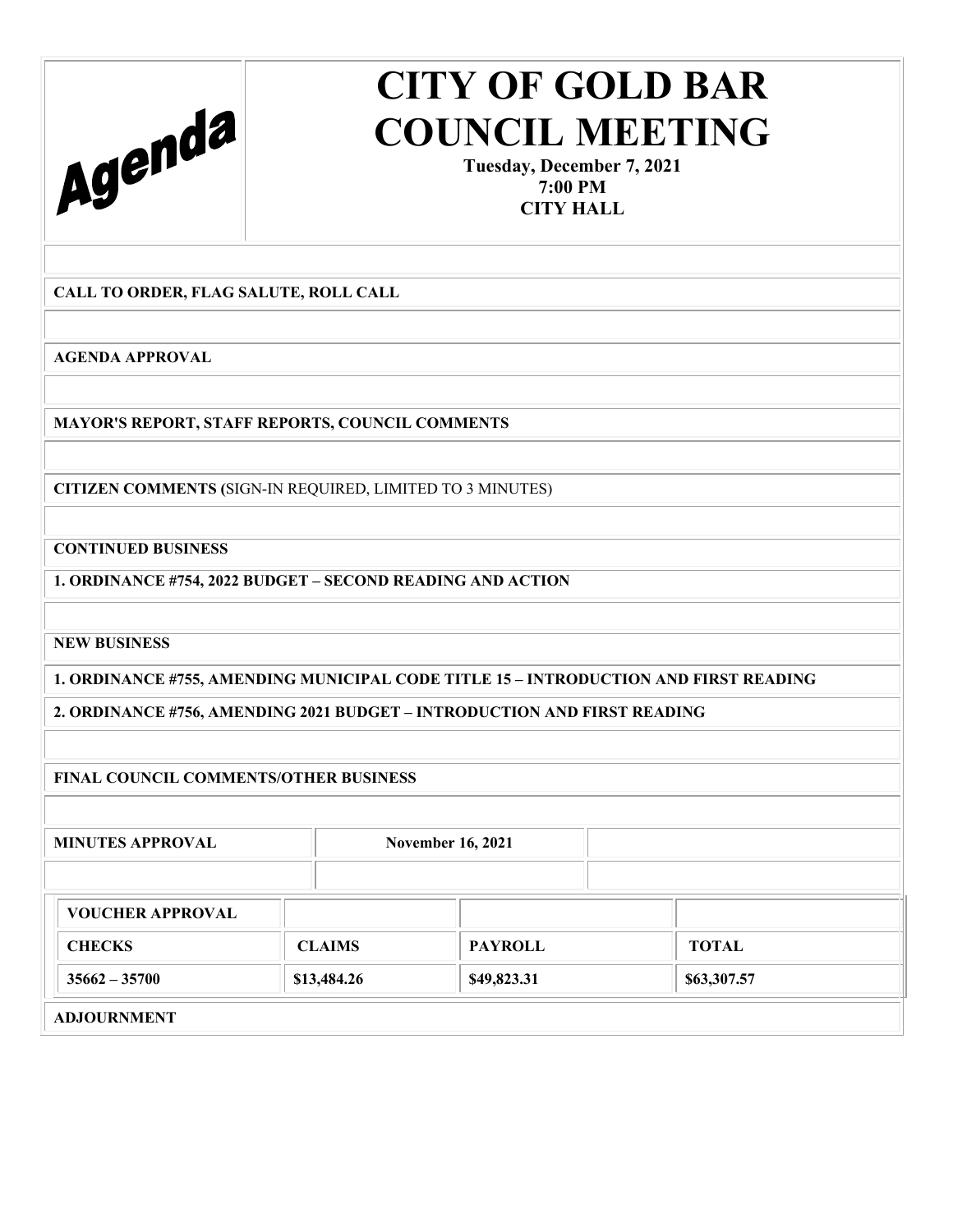# Agenda

# CITY OF GOLD BAR COUNCIL MEETING

**Tuesday, December 7, 2021**
**7:00 PM**
**CITY HALL**

**CALL TO ORDER, FLAG SALUTE, ROLL CALL**

**AGENDA APPROVAL**

**MAYOR'S REPORT, STAFF REPORTS, COUNCIL COMMENTS**

**CITIZEN COMMENTS (**SIGN-IN REQUIRED, LIMITED TO 3 MINUTES)

**CONTINUED BUSINESS**

**1. ORDINANCE #754, 2022 BUDGET – SECOND READING AND ACTION**

**NEW BUSINESS**

**1. ORDINANCE #755, AMENDING MUNICIPAL CODE TITLE 15 – INTRODUCTION AND FIRST READING**

**2. ORDINANCE #756, AMENDING 2021 BUDGET – INTRODUCTION AND FIRST READING**

**FINAL COUNCIL COMMENTS/OTHER BUSINESS**

| MINUTES APPROVAL | November 16, 2021 | |
|---|---|---|

| VOUCHER APPROVAL | | | |
|---|---|---|---|
| CHECKS | CLAIMS | PAYROLL | TOTAL |
| 35662 – 35700 | $13,484.26 | $49,823.31 | $63,307.57 |

**ADJOURNMENT**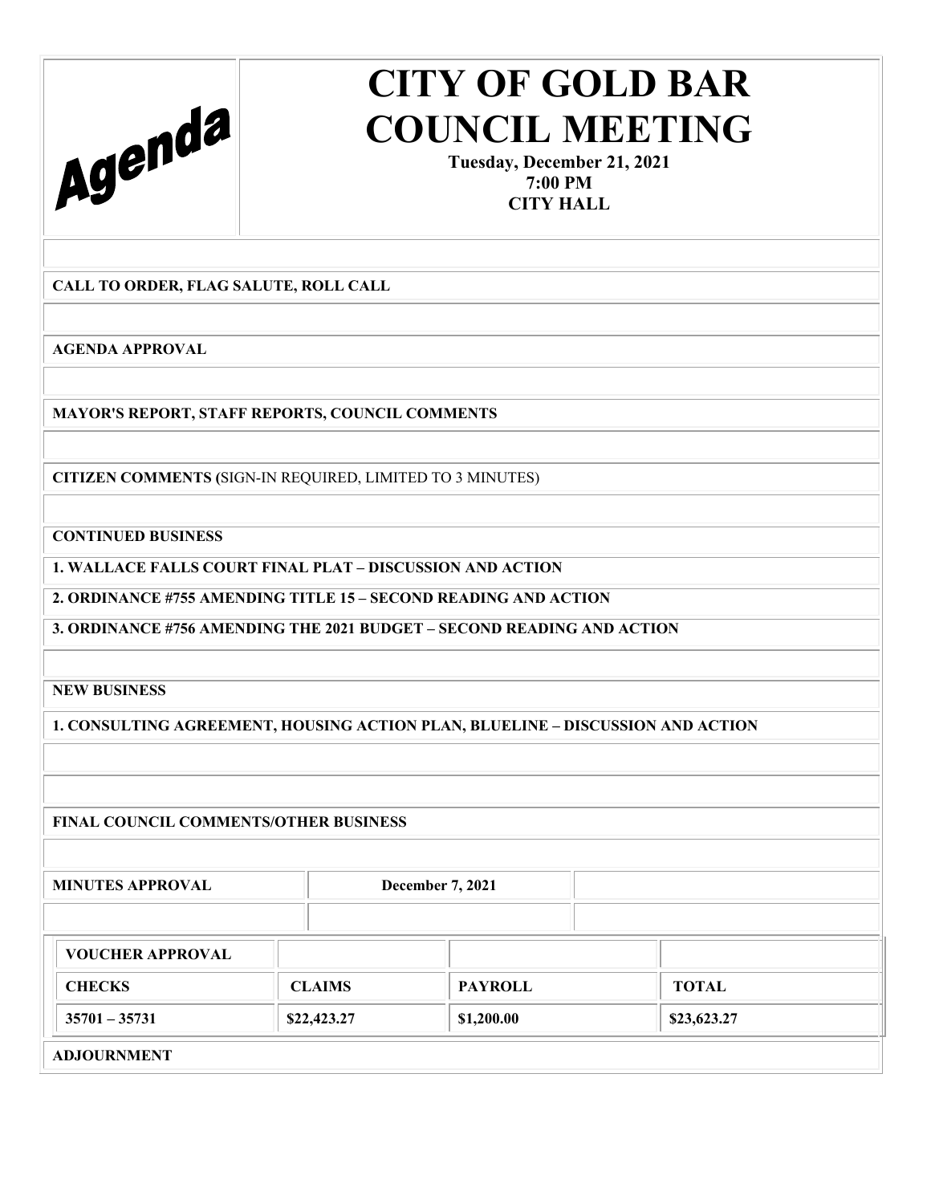Agenda

# CITY OF GOLD BAR COUNCIL MEETING

**Tuesday, December 21, 2021**
**7:00 PM**
**CITY HALL**

**CALL TO ORDER, FLAG SALUTE, ROLL CALL**

**AGENDA APPROVAL**

**MAYOR'S REPORT, STAFF REPORTS, COUNCIL COMMENTS**

**CITIZEN COMMENTS (**SIGN-IN REQUIRED, LIMITED TO 3 MINUTES)

**CONTINUED BUSINESS**

**1. WALLACE FALLS COURT FINAL PLAT – DISCUSSION AND ACTION**

**2. ORDINANCE #755 AMENDING TITLE 15 – SECOND READING AND ACTION**

**3. ORDINANCE #756 AMENDING THE 2021 BUDGET – SECOND READING AND ACTION**

**NEW BUSINESS**

**1. CONSULTING AGREEMENT, HOUSING ACTION PLAN, BLUELINE – DISCUSSION AND ACTION**

**FINAL COUNCIL COMMENTS/OTHER BUSINESS**

| | | |
|---|---|---|
| **MINUTES APPROVAL** | **December 7, 2021** | |

| | | | |
|---|---|---|---|
| **VOUCHER APPROVAL** | | | |
| **CHECKS** | **CLAIMS** | **PAYROLL** | **TOTAL** |
| **35701 – 35731** | **$22,423.27** | **$1,200.00** | **$23,623.27** |

**ADJOURNMENT**